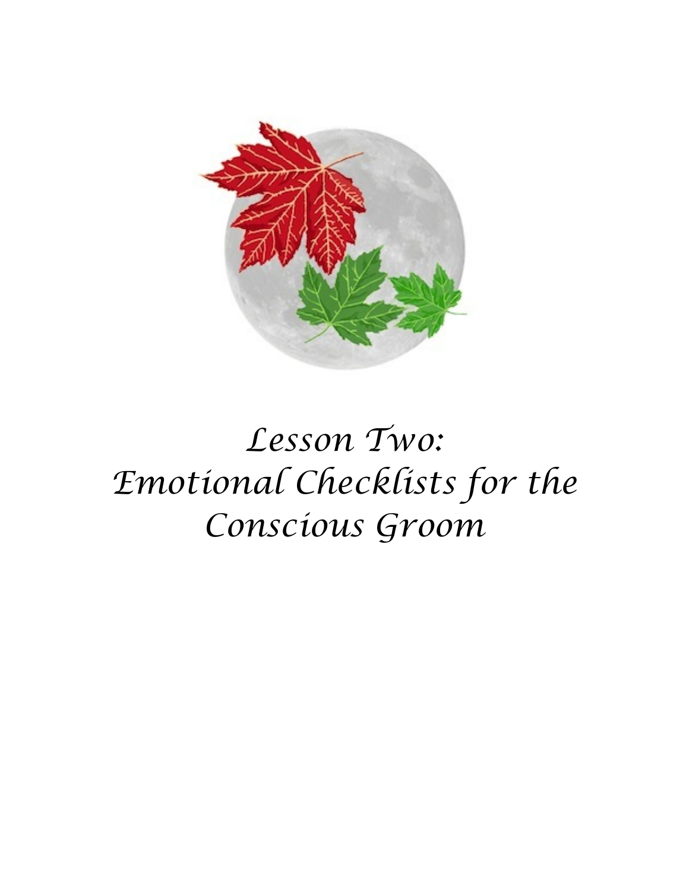# *Lesson Two: Emotional Checklists for the Conscious Groom*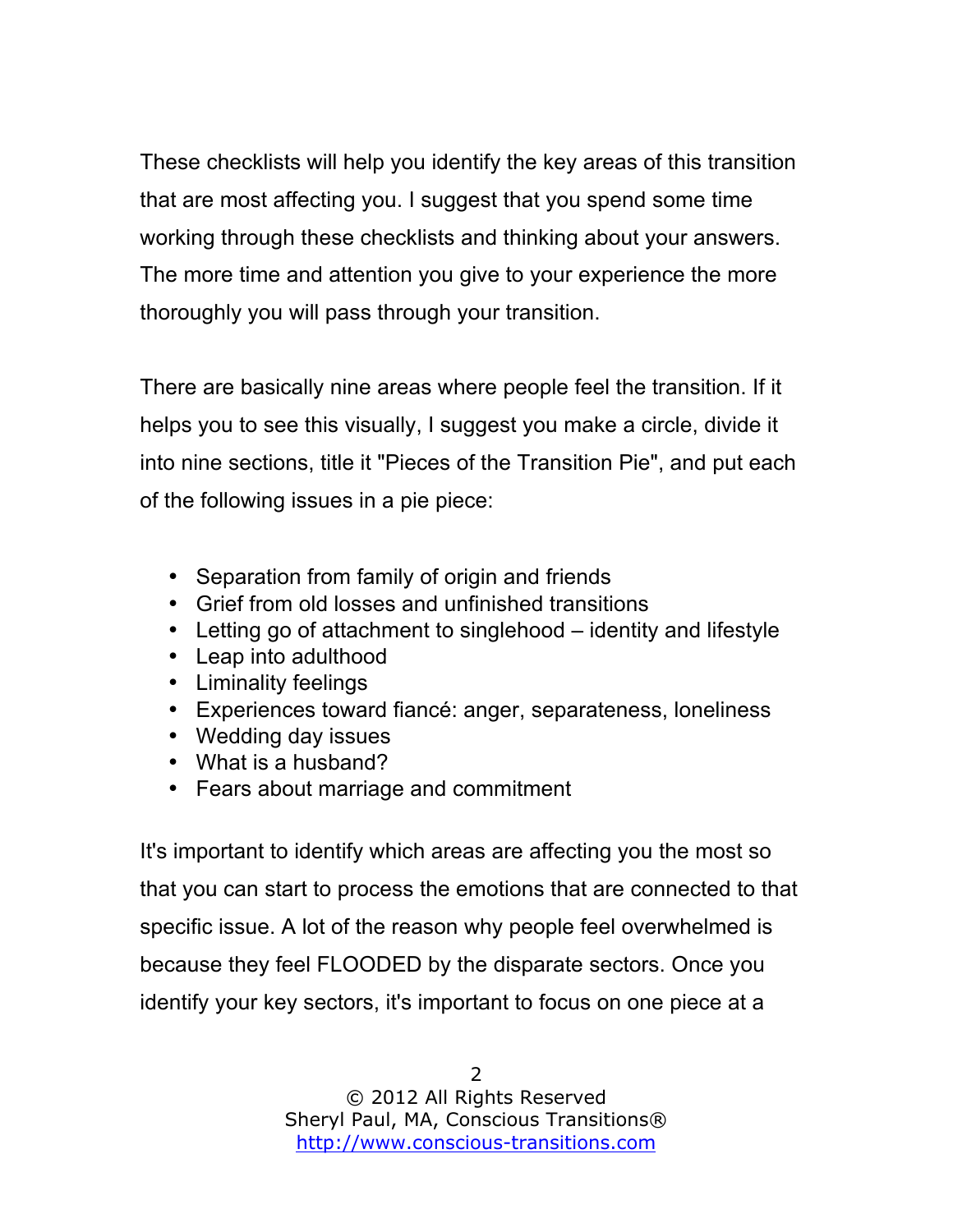These checklists will help you identify the key areas of this transition that are most affecting you. I suggest that you spend some time working through these checklists and thinking about your answers. The more time and attention you give to your experience the more thoroughly you will pass through your transition.

There are basically nine areas where people feel the transition. If it helps you to see this visually, I suggest you make a circle, divide it into nine sections, title it "Pieces of the Transition Pie", and put each of the following issues in a pie piece:

- Separation from family of origin and friends
- Grief from old losses and unfinished transitions
- Letting go of attachment to singlehood – identity and lifestyle
- Leap into adulthood
- Liminality feelings
- Experiences toward fiancé: anger, separateness, loneliness
- Wedding day issues
- What is a husband?
- Fears about marriage and commitment

It's important to identify which areas are affecting you the most so that you can start to process the emotions that are connected to that specific issue. A lot of the reason why people feel overwhelmed is because they feel FLOODED by the disparate sectors. Once you identify your key sectors, it's important to focus on one piece at a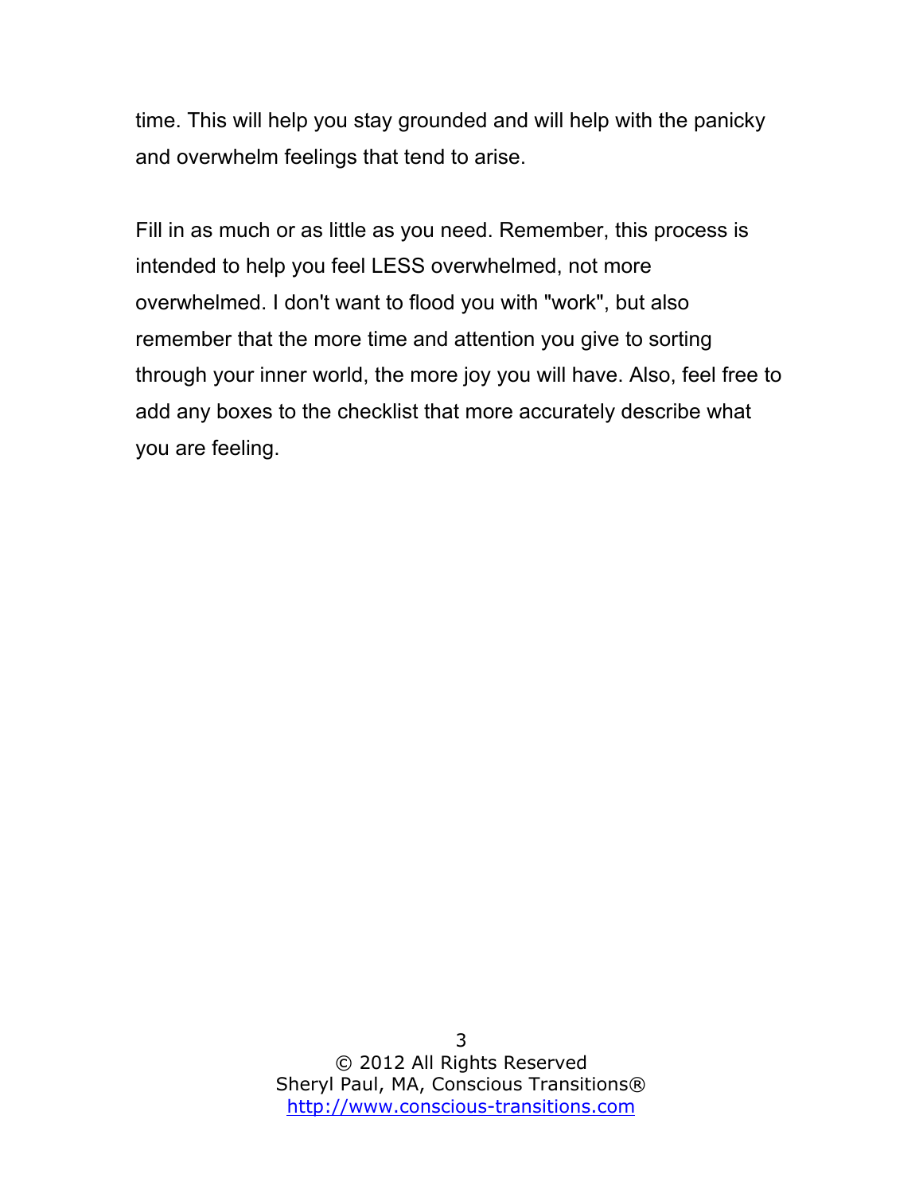time. This will help you stay grounded and will help with the panicky and overwhelm feelings that tend to arise.

Fill in as much or as little as you need. Remember, this process is intended to help you feel LESS overwhelmed, not more overwhelmed. I don't want to flood you with "work", but also remember that the more time and attention you give to sorting through your inner world, the more joy you will have. Also, feel free to add any boxes to the checklist that more accurately describe what you are feeling.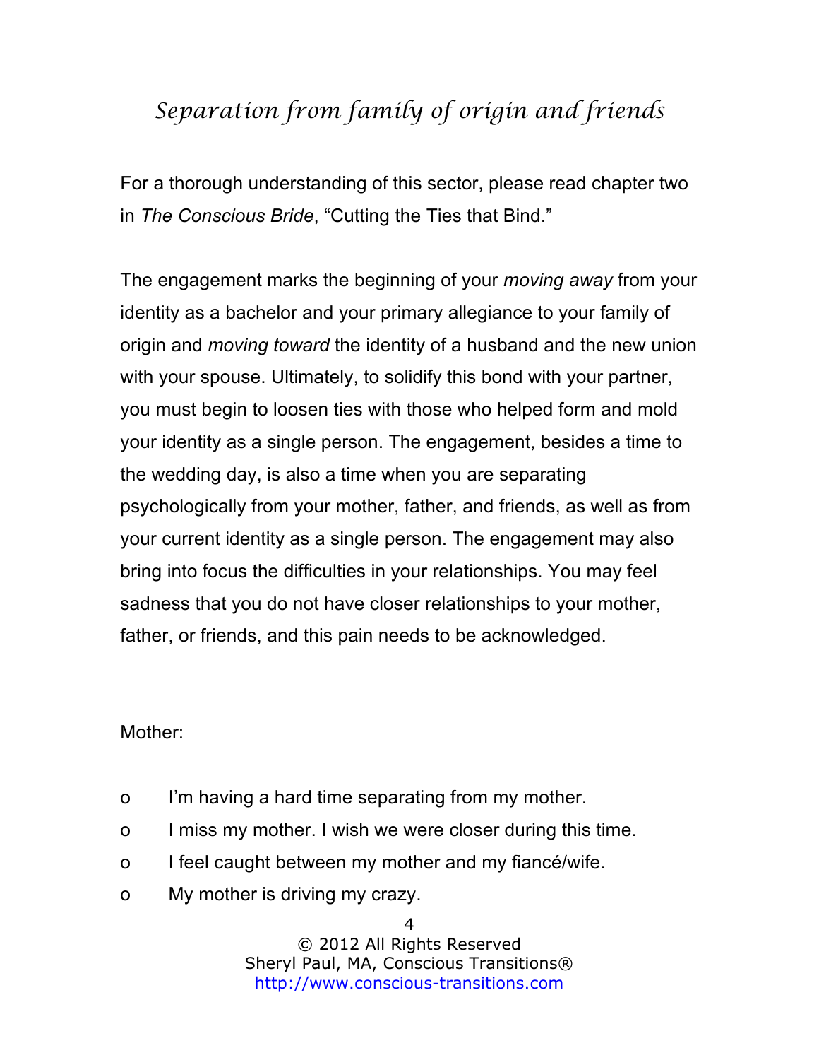## *Separation from family of origin and friends*

For a thorough understanding of this sector, please read chapter two in *The Conscious Bride*, "Cutting the Ties that Bind."

The engagement marks the beginning of your *moving away* from your identity as a bachelor and your primary allegiance to your family of origin and *moving toward* the identity of a husband and the new union with your spouse. Ultimately, to solidify this bond with your partner, you must begin to loosen ties with those who helped form and mold your identity as a single person. The engagement, besides a time to the wedding day, is also a time when you are separating psychologically from your mother, father, and friends, as well as from your current identity as a single person. The engagement may also bring into focus the difficulties in your relationships. You may feel sadness that you do not have closer relationships to your mother, father, or friends, and this pain needs to be acknowledged.

Mother:

- I'm having a hard time separating from my mother.
- I miss my mother. I wish we were closer during this time.
- I feel caught between my mother and my fiancé/wife.
- My mother is driving my crazy.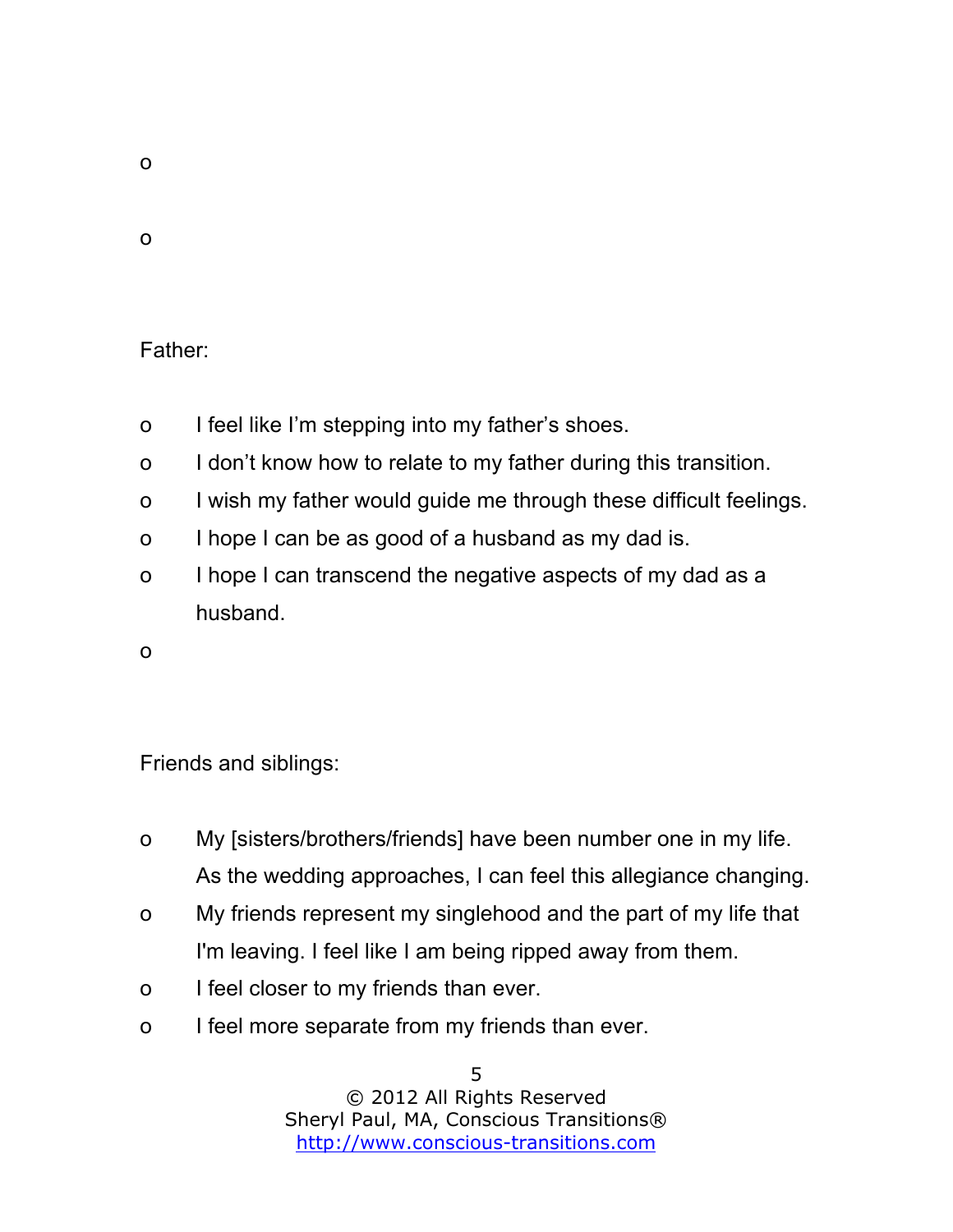- 

- 

Father:

- I feel like I’m stepping into my father’s shoes.
- I don’t know how to relate to my father during this transition.
- I wish my father would guide me through these difficult feelings.
- I hope I can be as good of a husband as my dad is.
- I hope I can transcend the negative aspects of my dad as a husband.
- 

Friends and siblings:

- My [sisters/brothers/friends] have been number one in my life. As the wedding approaches, I can feel this allegiance changing.
- My friends represent my singlehood and the part of my life that I'm leaving. I feel like I am being ripped away from them.
- I feel closer to my friends than ever.
- I feel more separate from my friends than ever.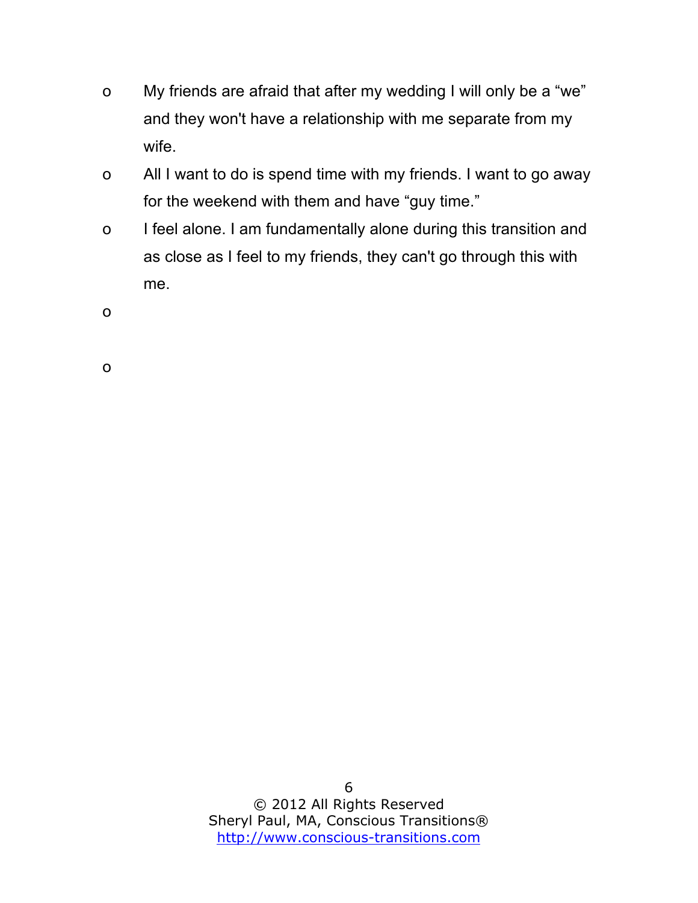- My friends are afraid that after my wedding I will only be a “we” and they won't have a relationship with me separate from my wife.
- All I want to do is spend time with my friends. I want to go away for the weekend with them and have “guy time.”
- I feel alone. I am fundamentally alone during this transition and as close as I feel to my friends, they can't go through this with me.
- 
-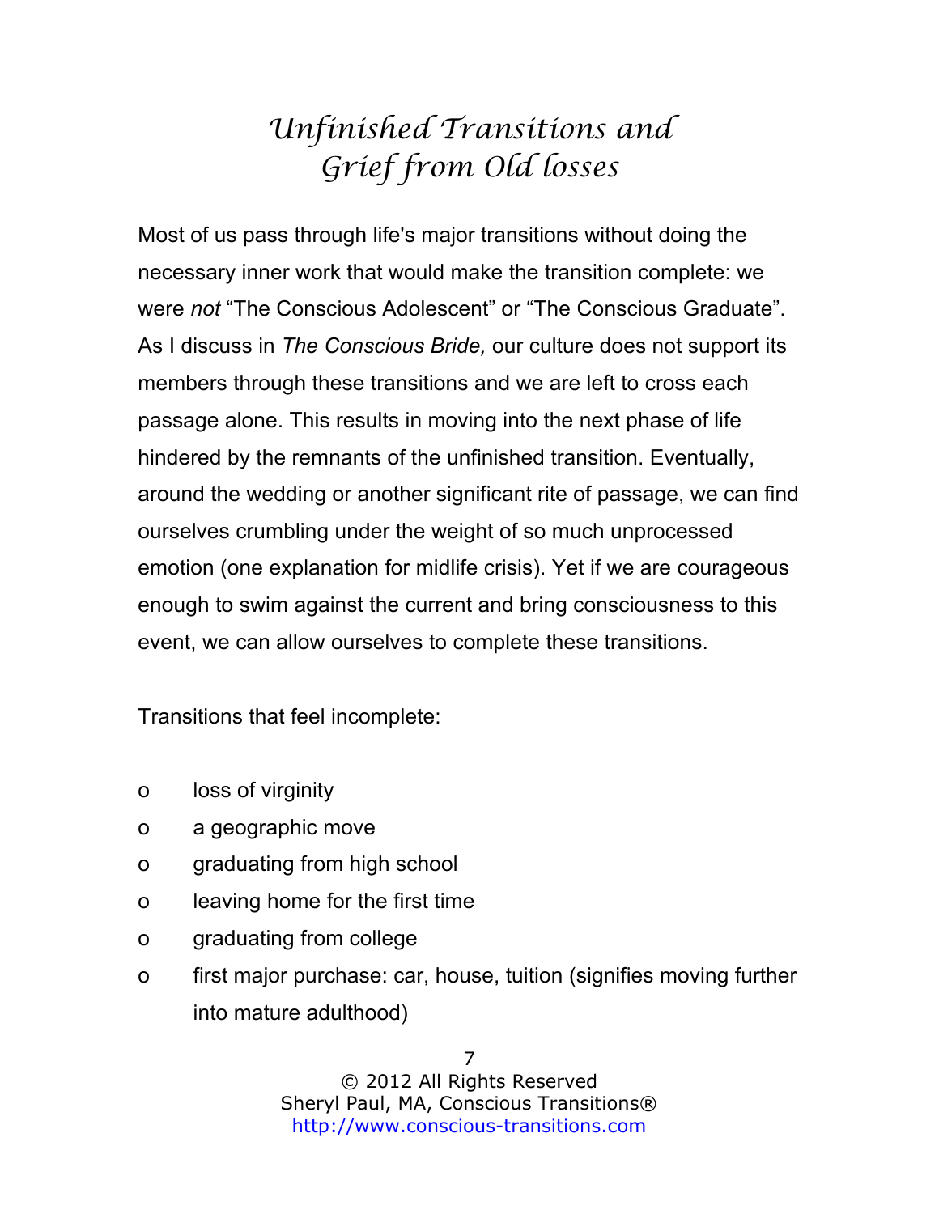# Unfinished Transitions and Grief from Old losses

Most of us pass through life's major transitions without doing the necessary inner work that would make the transition complete: we were *not* "The Conscious Adolescent" or "The Conscious Graduate". As I discuss in *The Conscious Bride,* our culture does not support its members through these transitions and we are left to cross each passage alone. This results in moving into the next phase of life hindered by the remnants of the unfinished transition. Eventually, around the wedding or another significant rite of passage, we can find ourselves crumbling under the weight of so much unprocessed emotion (one explanation for midlife crisis). Yet if we are courageous enough to swim against the current and bring consciousness to this event, we can allow ourselves to complete these transitions.

Transitions that feel incomplete:

- loss of virginity
- a geographic move
- graduating from high school
- leaving home for the first time
- graduating from college
- first major purchase: car, house, tuition (signifies moving further into mature adulthood)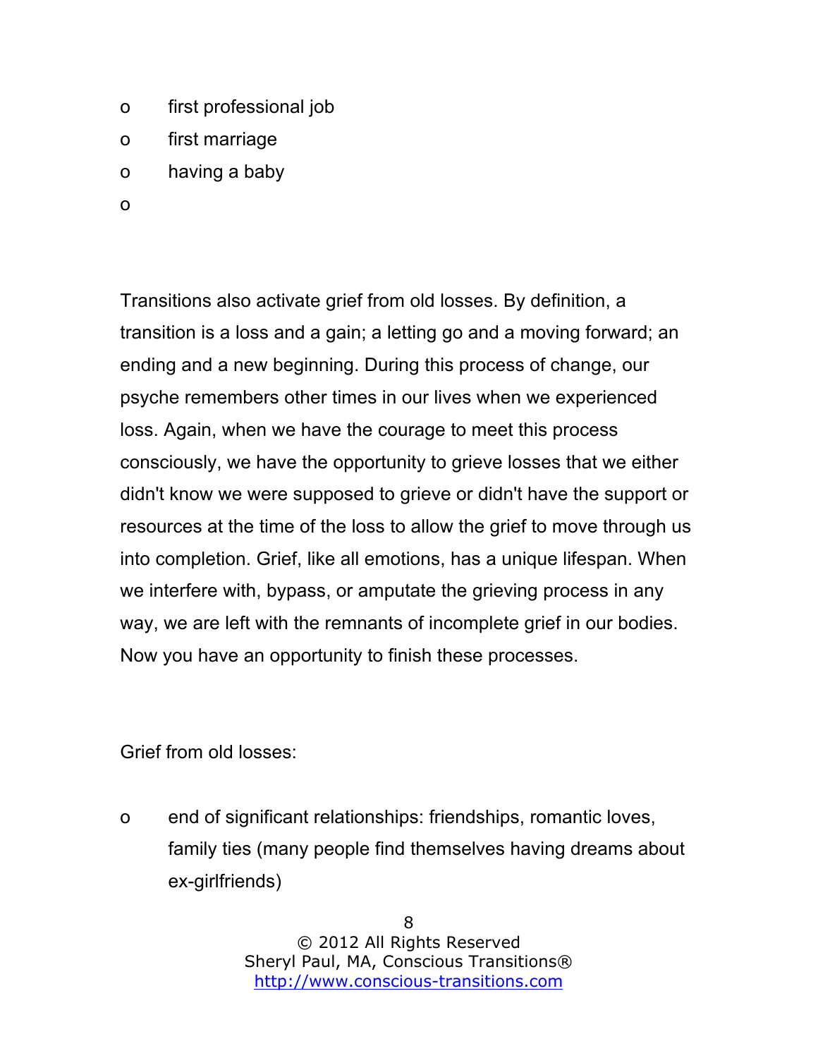- first professional job
- first marriage
- having a baby
-

Transitions also activate grief from old losses. By definition, a transition is a loss and a gain; a letting go and a moving forward; an ending and a new beginning. During this process of change, our psyche remembers other times in our lives when we experienced loss. Again, when we have the courage to meet this process consciously, we have the opportunity to grieve losses that we either didn't know we were supposed to grieve or didn't have the support or resources at the time of the loss to allow the grief to move through us into completion. Grief, like all emotions, has a unique lifespan. When we interfere with, bypass, or amputate the grieving process in any way, we are left with the remnants of incomplete grief in our bodies. Now you have an opportunity to finish these processes.

Grief from old losses:

- end of significant relationships: friendships, romantic loves, family ties (many people find themselves having dreams about ex-girlfriends)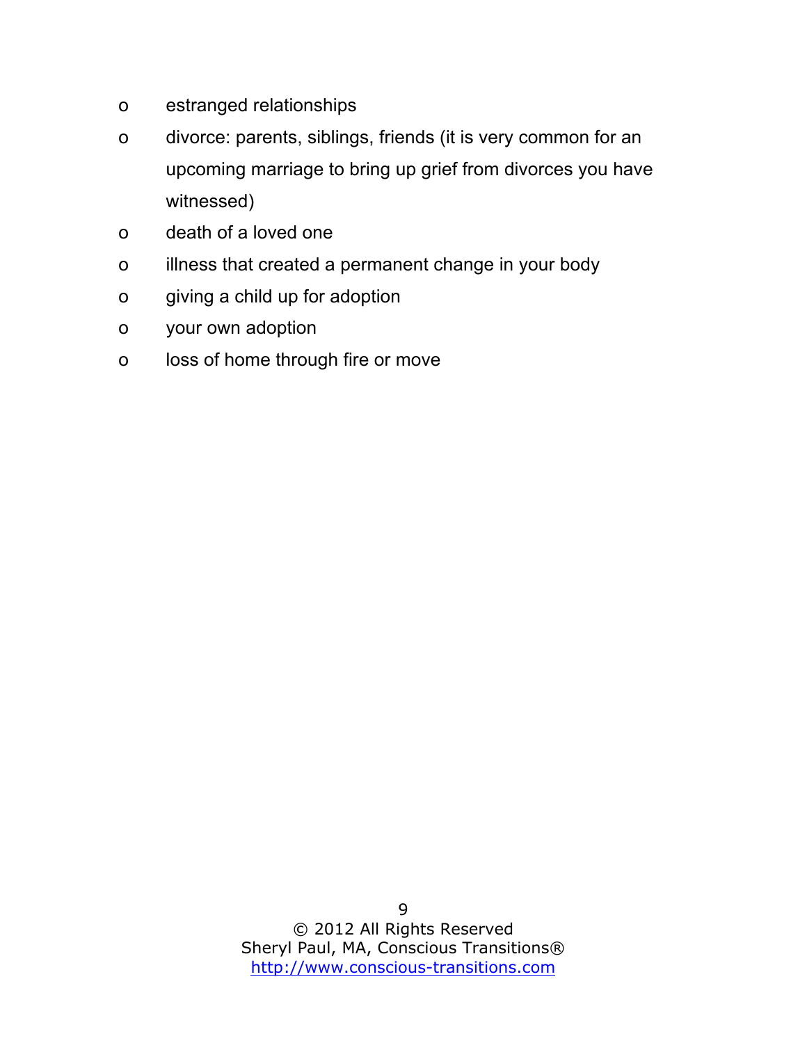- estranged relationships
- divorce: parents, siblings, friends (it is very common for an upcoming marriage to bring up grief from divorces you have witnessed)
- death of a loved one
- illness that created a permanent change in your body
- giving a child up for adoption
- your own adoption
- loss of home through fire or move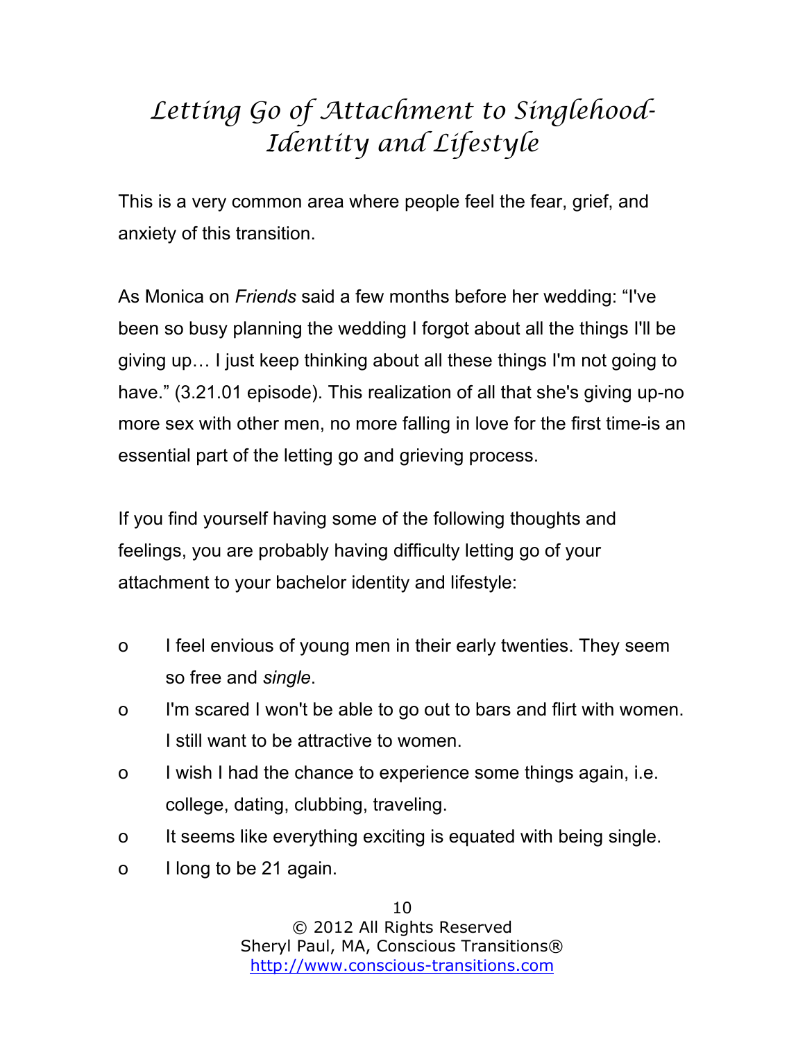# *Letting Go of Attachment to Singlehood-Identity and Lifestyle*

This is a very common area where people feel the fear, grief, and anxiety of this transition.

As Monica on *Friends* said a few months before her wedding: "I've been so busy planning the wedding I forgot about all the things I'll be giving up… I just keep thinking about all these things I'm not going to have." (3.21.01 episode). This realization of all that she's giving up-no more sex with other men, no more falling in love for the first time-is an essential part of the letting go and grieving process.

If you find yourself having some of the following thoughts and feelings, you are probably having difficulty letting go of your attachment to your bachelor identity and lifestyle:

- I feel envious of young men in their early twenties. They seem so free and *single*.
- I'm scared I won't be able to go out to bars and flirt with women. I still want to be attractive to women.
- I wish I had the chance to experience some things again, i.e. college, dating, clubbing, traveling.
- It seems like everything exciting is equated with being single.
- I long to be 21 again.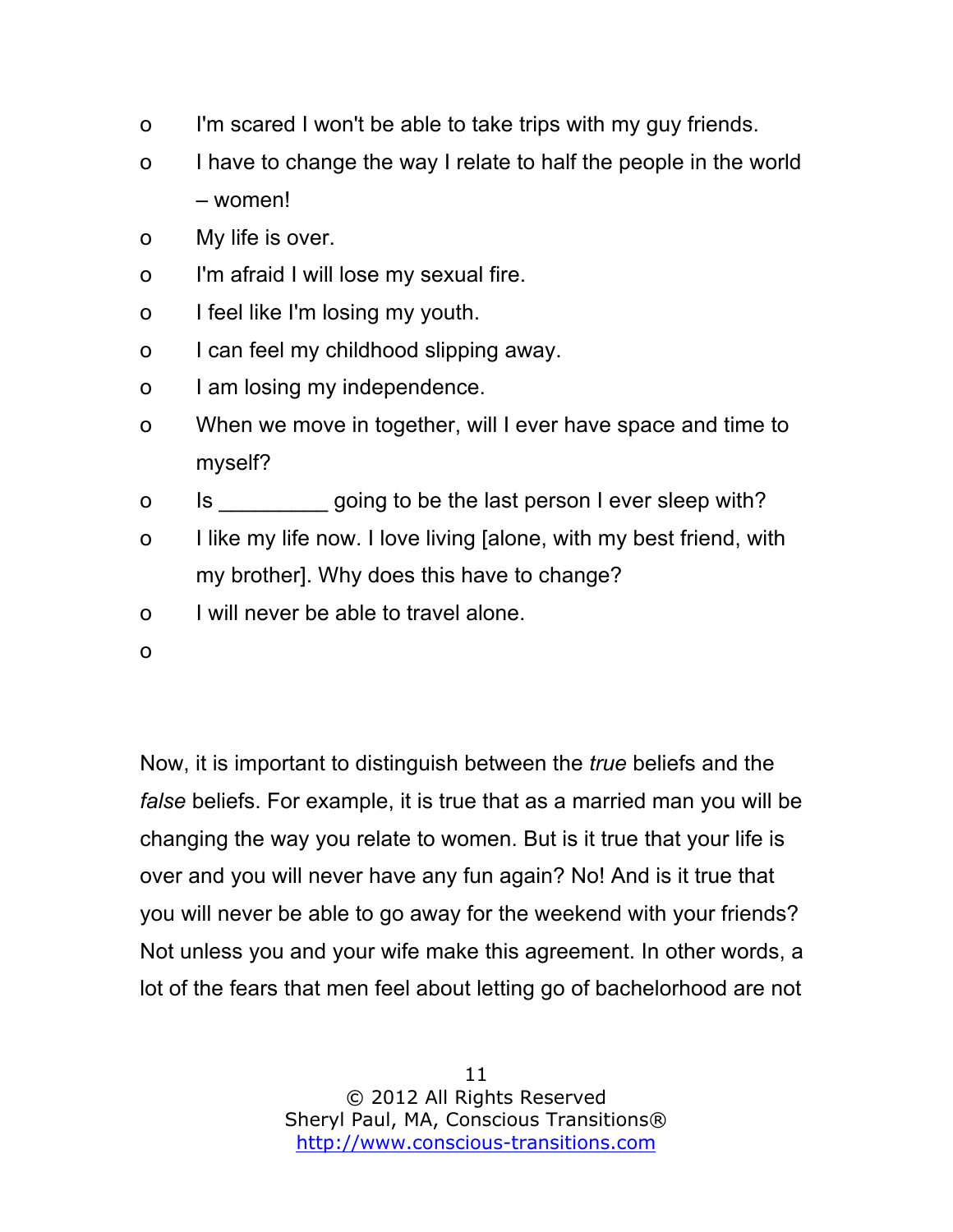- I'm scared I won't be able to take trips with my guy friends.
- I have to change the way I relate to half the people in the world – women!
- My life is over.
- I'm afraid I will lose my sexual fire.
- I feel like I'm losing my youth.
- I can feel my childhood slipping away.
- I am losing my independence.
- When we move in together, will I ever have space and time to myself?
- Is _________ going to be the last person I ever sleep with?
- I like my life now. I love living [alone, with my best friend, with my brother]. Why does this have to change?
- I will never be able to travel alone.
- 

Now, it is important to distinguish between the *true* beliefs and the *false* beliefs. For example, it is true that as a married man you will be changing the way you relate to women. But is it true that your life is over and you will never have any fun again? No! And is it true that you will never be able to go away for the weekend with your friends? Not unless you and your wife make this agreement. In other words, a lot of the fears that men feel about letting go of bachelorhood are not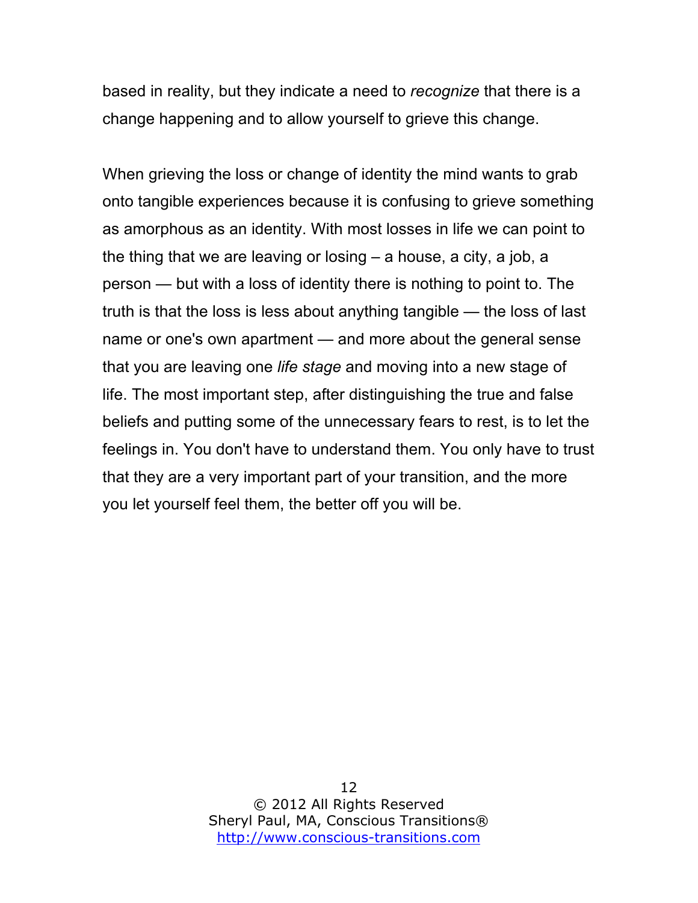based in reality, but they indicate a need to *recognize* that there is a change happening and to allow yourself to grieve this change.

When grieving the loss or change of identity the mind wants to grab onto tangible experiences because it is confusing to grieve something as amorphous as an identity. With most losses in life we can point to the thing that we are leaving or losing – a house, a city, a job, a person — but with a loss of identity there is nothing to point to. The truth is that the loss is less about anything tangible — the loss of last name or one's own apartment — and more about the general sense that you are leaving one *life stage* and moving into a new stage of life. The most important step, after distinguishing the true and false beliefs and putting some of the unnecessary fears to rest, is to let the feelings in. You don't have to understand them. You only have to trust that they are a very important part of your transition, and the more you let yourself feel them, the better off you will be.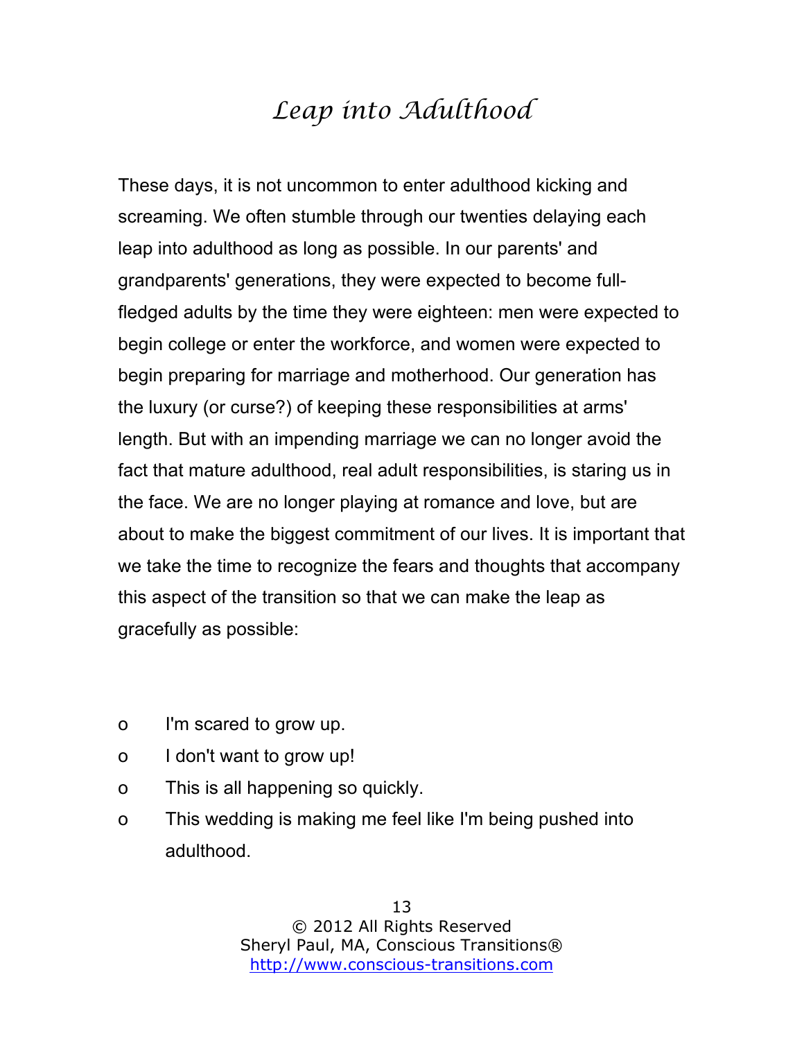# *Leap into Adulthood*

These days, it is not uncommon to enter adulthood kicking and screaming. We often stumble through our twenties delaying each leap into adulthood as long as possible. In our parents' and grandparents' generations, they were expected to become full-fledged adults by the time they were eighteen: men were expected to begin college or enter the workforce, and women were expected to begin preparing for marriage and motherhood. Our generation has the luxury (or curse?) of keeping these responsibilities at arms' length. But with an impending marriage we can no longer avoid the fact that mature adulthood, real adult responsibilities, is staring us in the face. We are no longer playing at romance and love, but are about to make the biggest commitment of our lives. It is important that we take the time to recognize the fears and thoughts that accompany this aspect of the transition so that we can make the leap as gracefully as possible:

- I'm scared to grow up.
- I don't want to grow up!
- This is all happening so quickly.
- This wedding is making me feel like I'm being pushed into adulthood.

© 2012 All Rights Reserved
Sheryl Paul, MA, Conscious Transitions®
http://www.conscious-transitions.com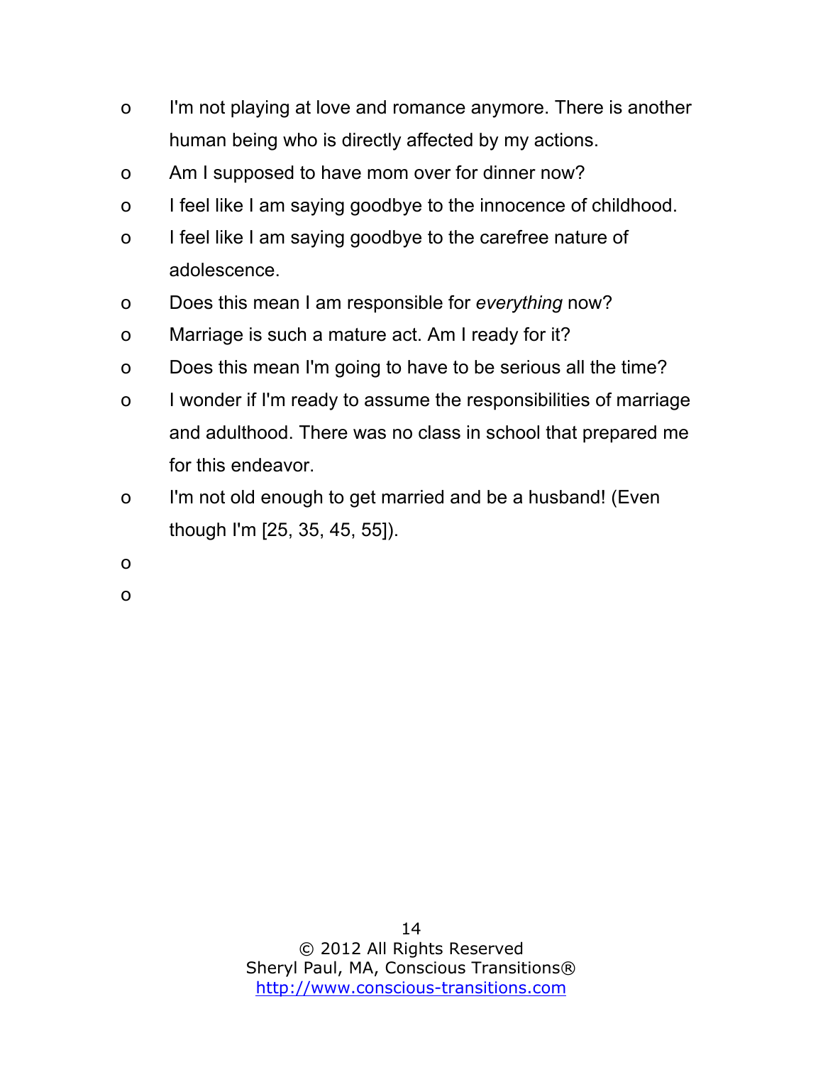- I'm not playing at love and romance anymore. There is another human being who is directly affected by my actions.
- Am I supposed to have mom over for dinner now?
- I feel like I am saying goodbye to the innocence of childhood.
- I feel like I am saying goodbye to the carefree nature of adolescence.
- Does this mean I am responsible for *everything* now?
- Marriage is such a mature act. Am I ready for it?
- Does this mean I'm going to have to be serious all the time?
- I wonder if I'm ready to assume the responsibilities of marriage and adulthood. There was no class in school that prepared me for this endeavor.
- I'm not old enough to get married and be a husband! (Even though I'm [25, 35, 45, 55]).
- 
-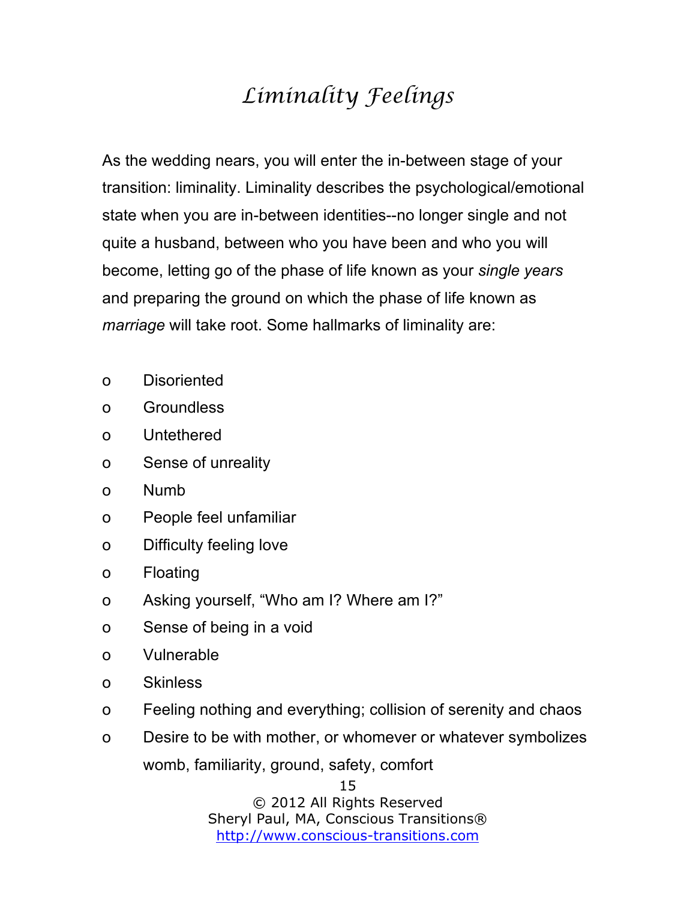# *Liminality Feelings*

As the wedding nears, you will enter the in-between stage of your transition: liminality. Liminality describes the psychological/emotional state when you are in-between identities--no longer single and not quite a husband, between who you have been and who you will become, letting go of the phase of life known as your *single years* and preparing the ground on which the phase of life known as *marriage* will take root. Some hallmarks of liminality are:

- Disoriented
- Groundless
- Untethered
- Sense of unreality
- Numb
- People feel unfamiliar
- Difficulty feeling love
- Floating
- Asking yourself, "Who am I? Where am I?"
- Sense of being in a void
- Vulnerable
- Skinless
- Feeling nothing and everything; collision of serenity and chaos
- Desire to be with mother, or whomever or whatever symbolizes womb, familiarity, ground, safety, comfort

© 2012 All Rights Reserved
Sheryl Paul, MA, Conscious Transitions®
http://www.conscious-transitions.com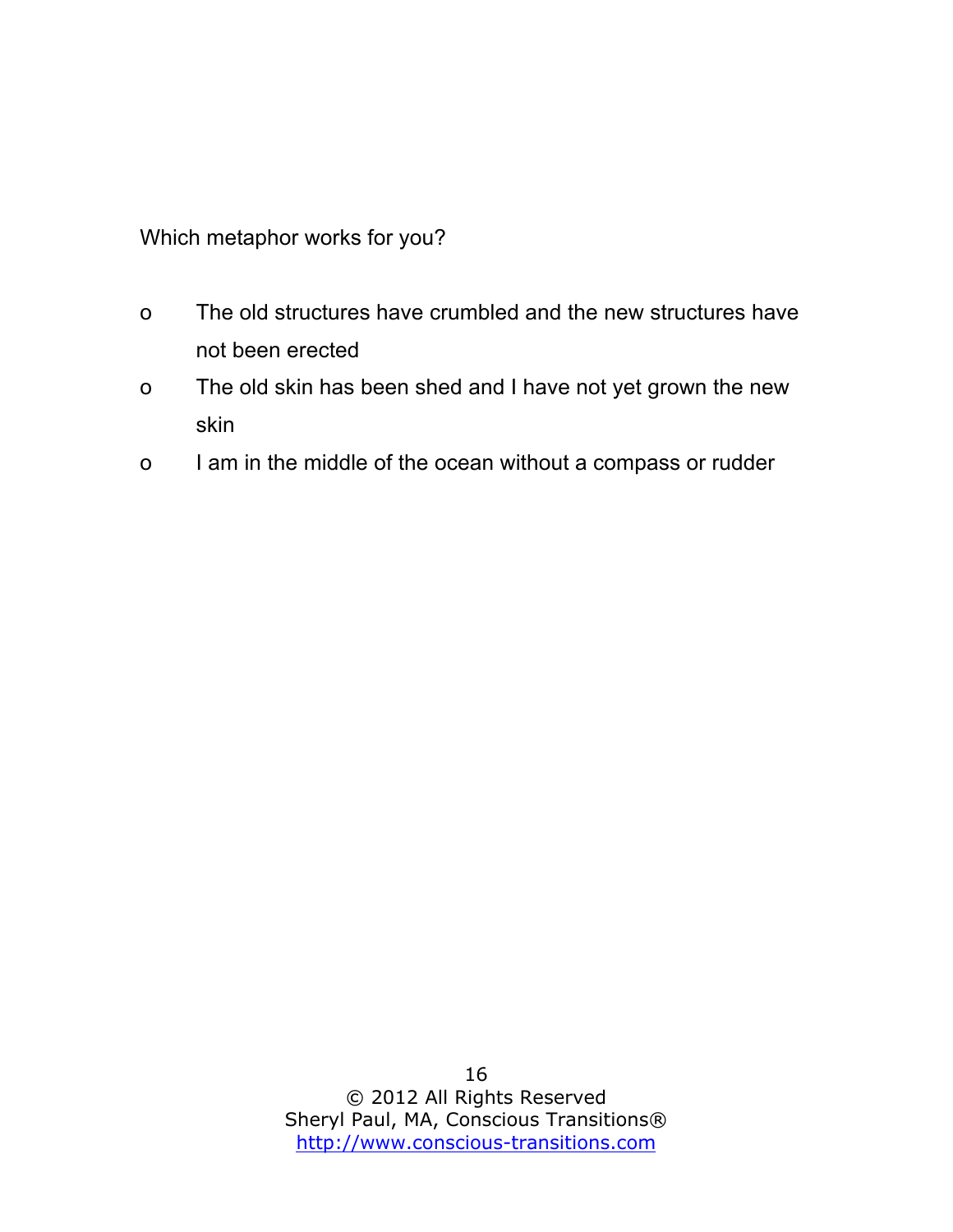Which metaphor works for you?

- The old structures have crumbled and the new structures have not been erected
- The old skin has been shed and I have not yet grown the new skin
- I am in the middle of the ocean without a compass or rudder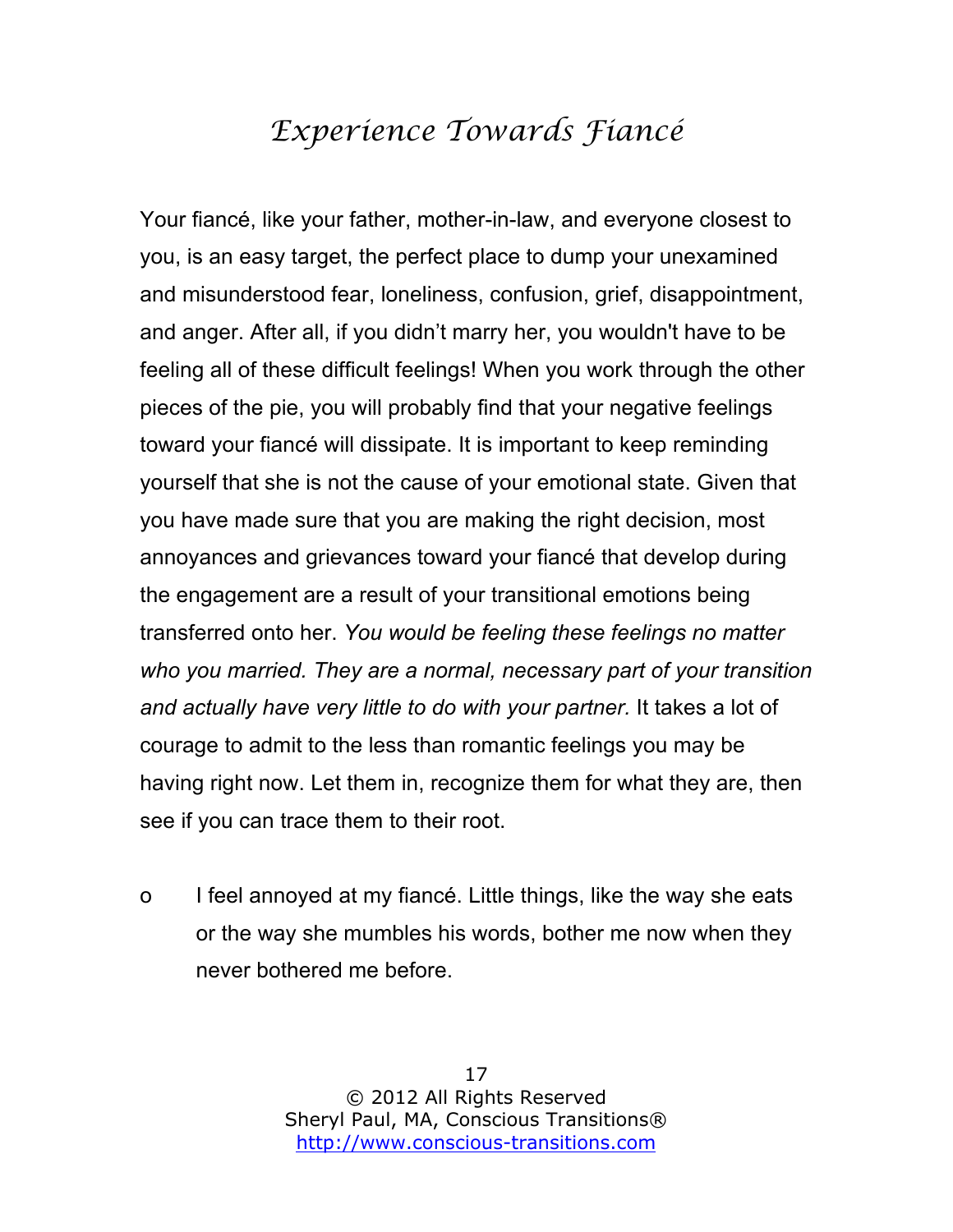# *Experience Towards Fiancé*

Your fiancé, like your father, mother-in-law, and everyone closest to you, is an easy target, the perfect place to dump your unexamined and misunderstood fear, loneliness, confusion, grief, disappointment, and anger. After all, if you didn't marry her, you wouldn't have to be feeling all of these difficult feelings! When you work through the other pieces of the pie, you will probably find that your negative feelings toward your fiancé will dissipate. It is important to keep reminding yourself that she is not the cause of your emotional state. Given that you have made sure that you are making the right decision, most annoyances and grievances toward your fiancé that develop during the engagement are a result of your transitional emotions being transferred onto her. *You would be feeling these feelings no matter who you married. They are a normal, necessary part of your transition and actually have very little to do with your partner.* It takes a lot of courage to admit to the less than romantic feelings you may be having right now. Let them in, recognize them for what they are, then see if you can trace them to their root.

- I feel annoyed at my fiancé. Little things, like the way she eats or the way she mumbles his words, bother me now when they never bothered me before.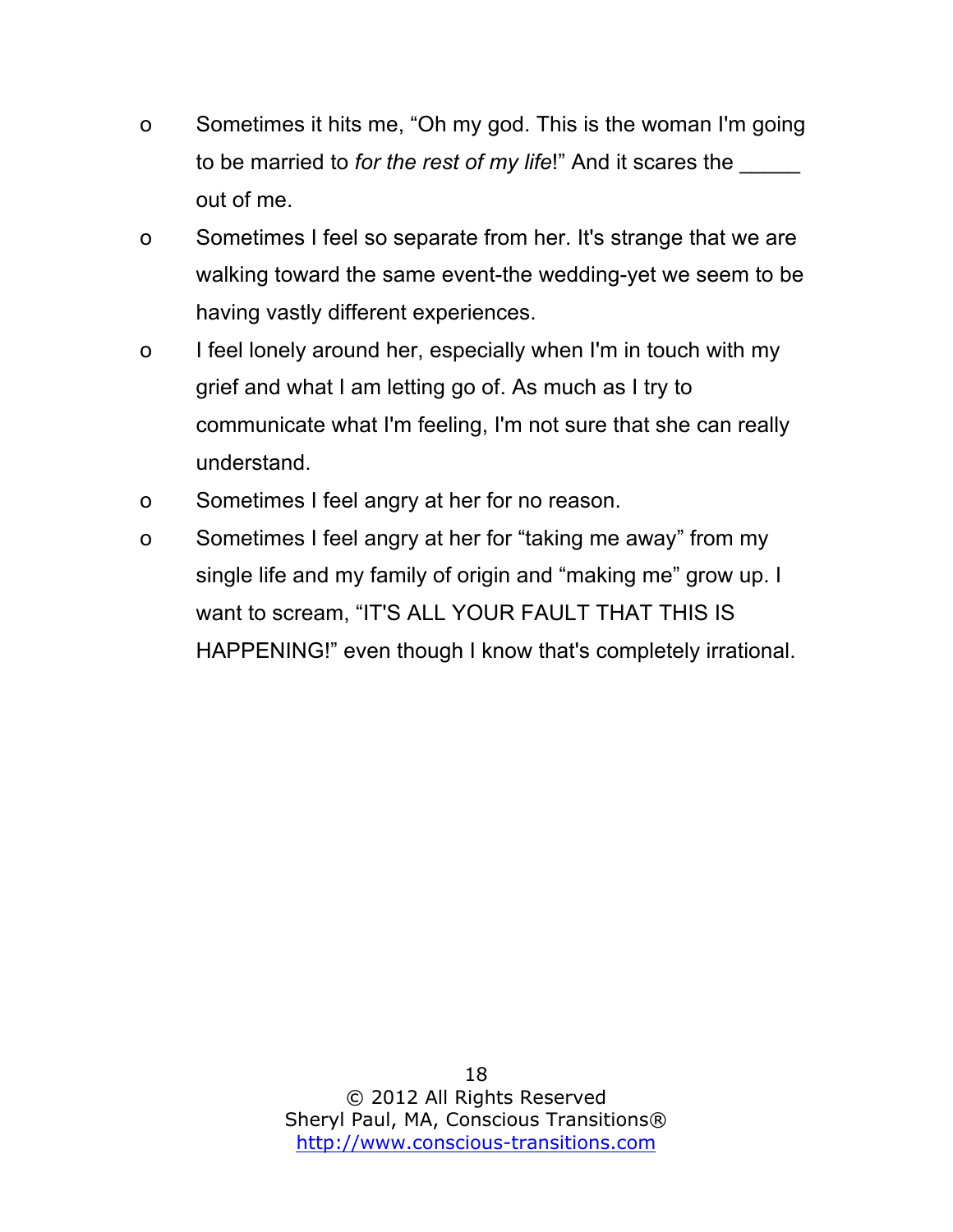- Sometimes it hits me, "Oh my god. This is the woman I'm going to be married to *for the rest of my life*!" And it scares the _____ out of me.
- Sometimes I feel so separate from her. It's strange that we are walking toward the same event-the wedding-yet we seem to be having vastly different experiences.
- I feel lonely around her, especially when I'm in touch with my grief and what I am letting go of. As much as I try to communicate what I'm feeling, I'm not sure that she can really understand.
- Sometimes I feel angry at her for no reason.
- Sometimes I feel angry at her for "taking me away" from my single life and my family of origin and "making me" grow up. I want to scream, "IT'S ALL YOUR FAULT THAT THIS IS HAPPENING!" even though I know that's completely irrational.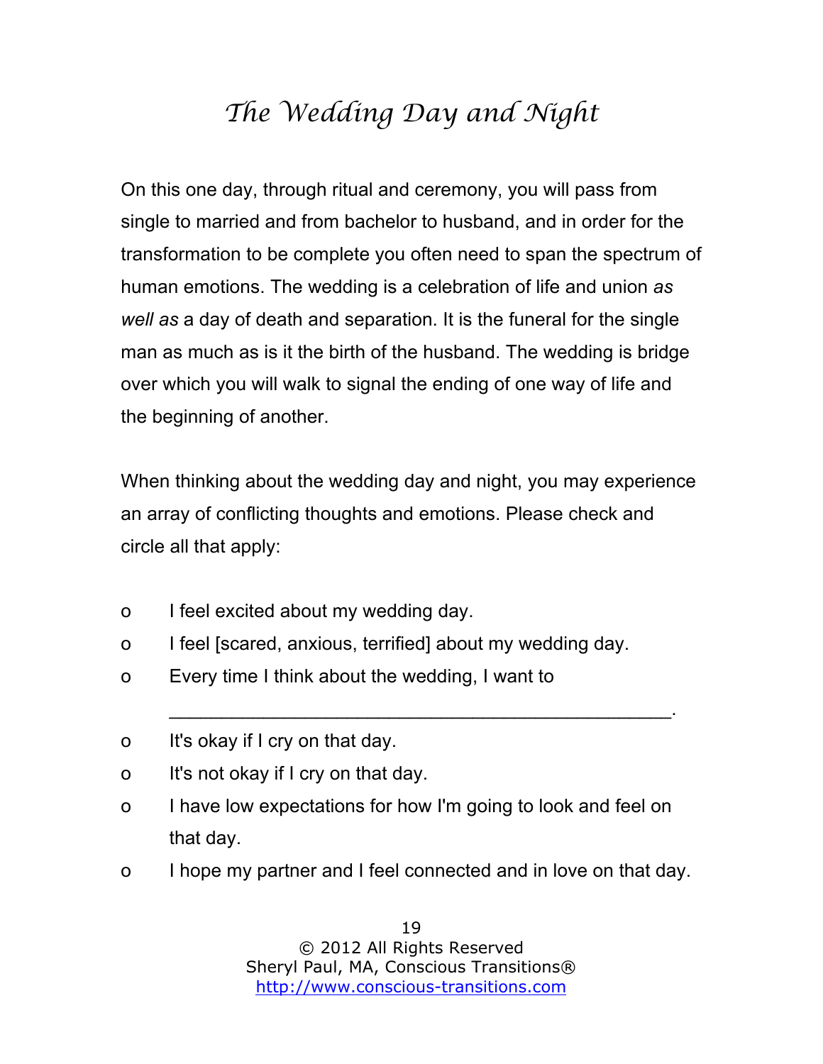# *The Wedding Day and Night*

On this one day, through ritual and ceremony, you will pass from single to married and from bachelor to husband, and in order for the transformation to be complete you often need to span the spectrum of human emotions. The wedding is a celebration of life and union *as well as* a day of death and separation. It is the funeral for the single man as much as is it the birth of the husband. The wedding is bridge over which you will walk to signal the ending of one way of life and the beginning of another.

When thinking about the wedding day and night, you may experience an array of conflicting thoughts and emotions. Please check and circle all that apply:

- o I feel excited about my wedding day.
- o I feel [scared, anxious, terrified] about my wedding day.
- o Every time I think about the wedding, I want to \_\_\_\_\_\_\_\_\_\_\_\_\_\_\_\_\_\_\_\_\_\_\_\_\_\_\_\_\_\_\_\_\_\_\_\_\_\_\_\_\_\_\_\_\_\_\_\_.
- o It's okay if I cry on that day.
- o It's not okay if I cry on that day.
- o I have low expectations for how I'm going to look and feel on that day.
- o I hope my partner and I feel connected and in love on that day.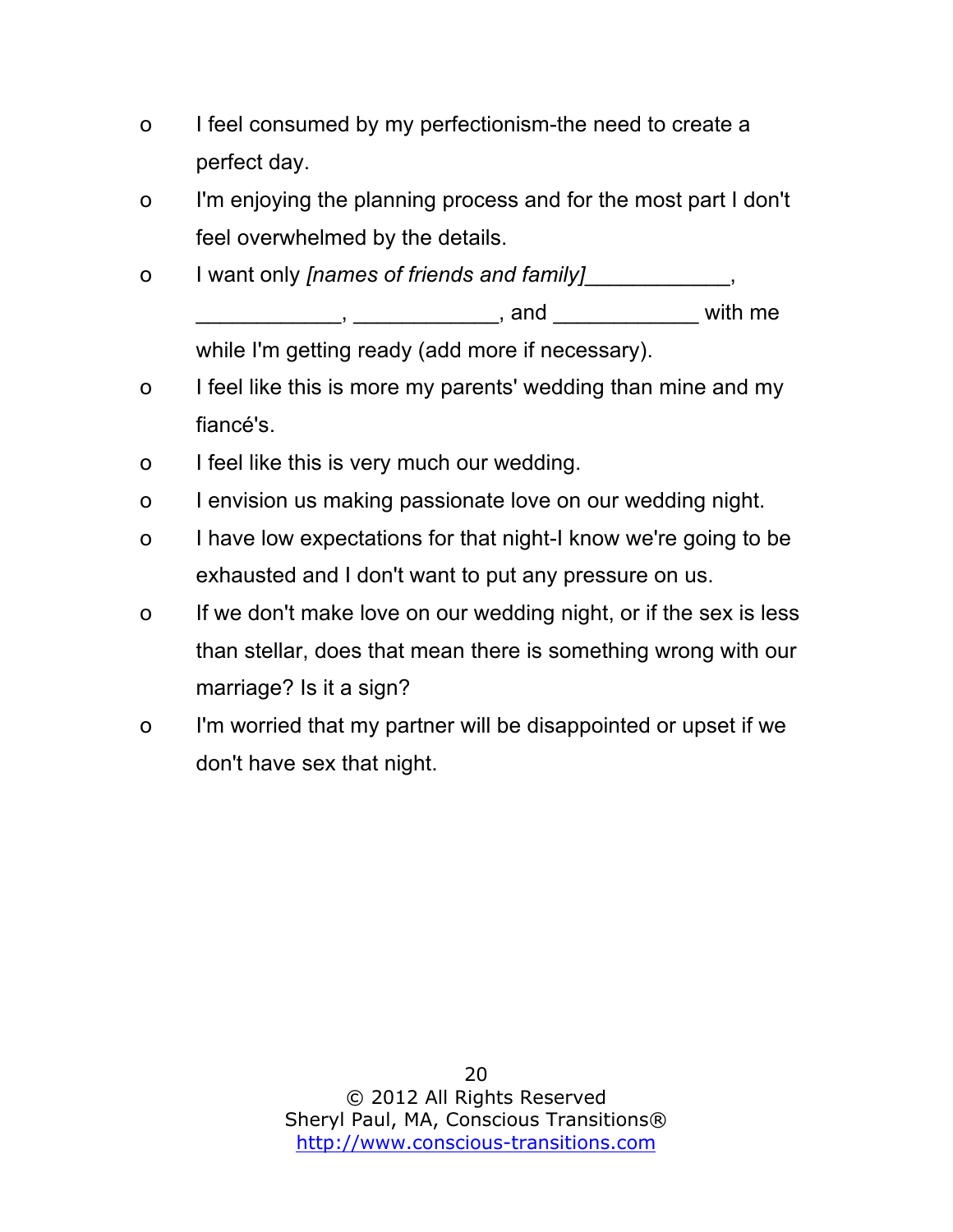- I feel consumed by my perfectionism-the need to create a perfect day.
- I'm enjoying the planning process and for the most part I don't feel overwhelmed by the details.
- I want only *[names of friends and family]*____________, ____________, ____________, and ____________ with me while I'm getting ready (add more if necessary).
- I feel like this is more my parents' wedding than mine and my fiancé's.
- I feel like this is very much our wedding.
- I envision us making passionate love on our wedding night.
- I have low expectations for that night-I know we're going to be exhausted and I don't want to put any pressure on us.
- If we don't make love on our wedding night, or if the sex is less than stellar, does that mean there is something wrong with our marriage? Is it a sign?
- I'm worried that my partner will be disappointed or upset if we don't have sex that night.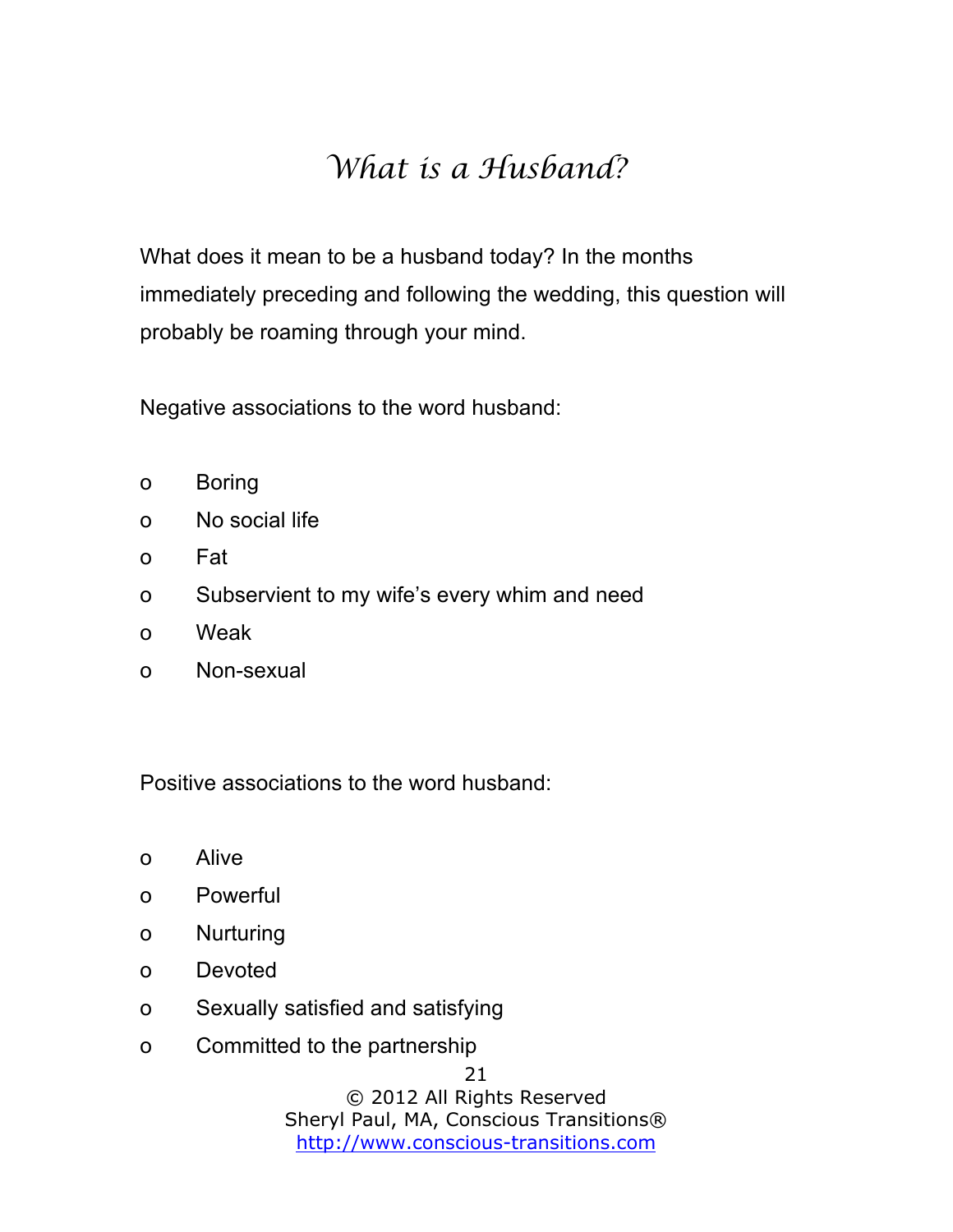# *What is a Husband?*

What does it mean to be a husband today? In the months immediately preceding and following the wedding, this question will probably be roaming through your mind.

Negative associations to the word husband:

- Boring
- No social life
- Fat
- Subservient to my wife's every whim and need
- Weak
- Non-sexual

Positive associations to the word husband:

- Alive
- Powerful
- Nurturing
- Devoted
- Sexually satisfied and satisfying
- Committed to the partnership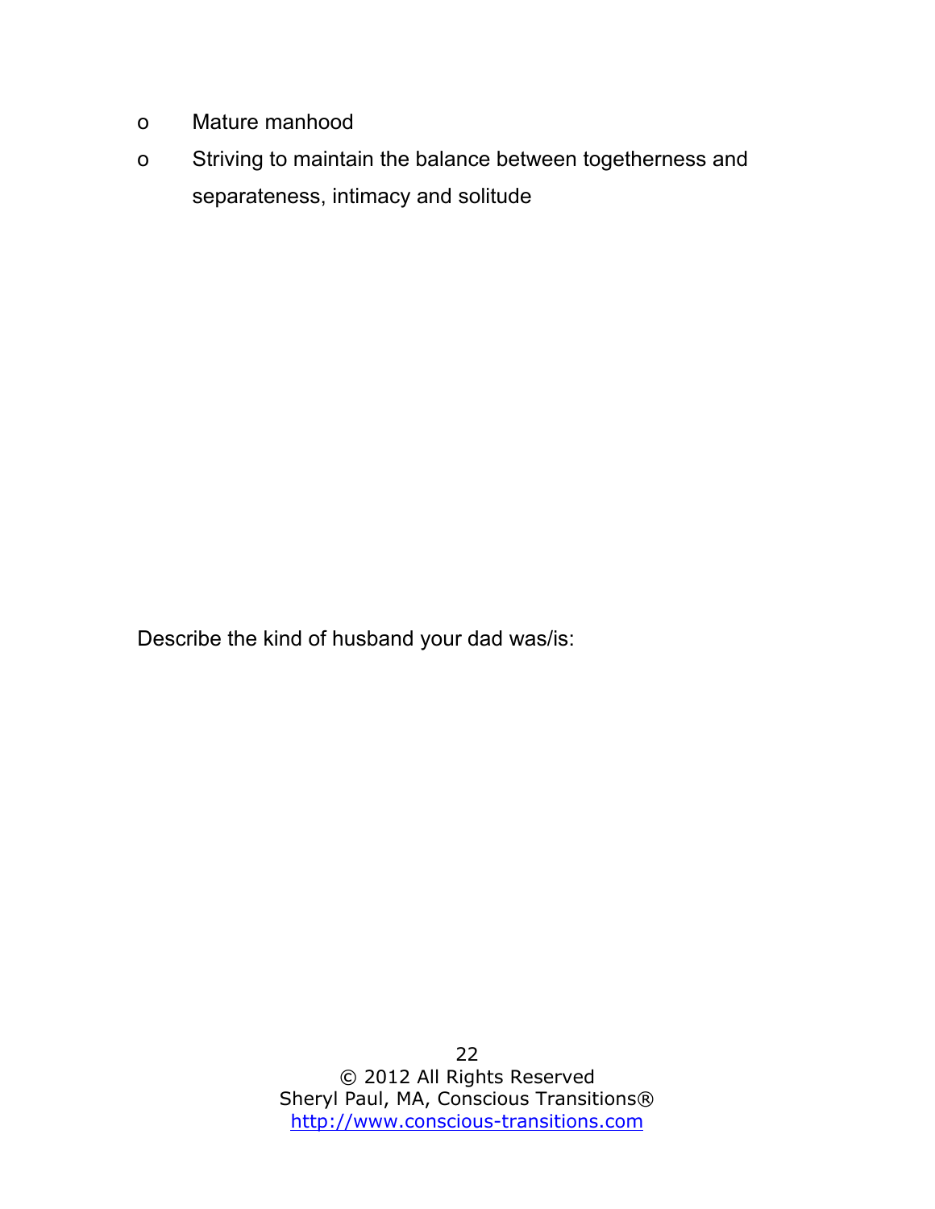- Mature manhood
- Striving to maintain the balance between togetherness and separateness, intimacy and solitude

Describe the kind of husband your dad was/is: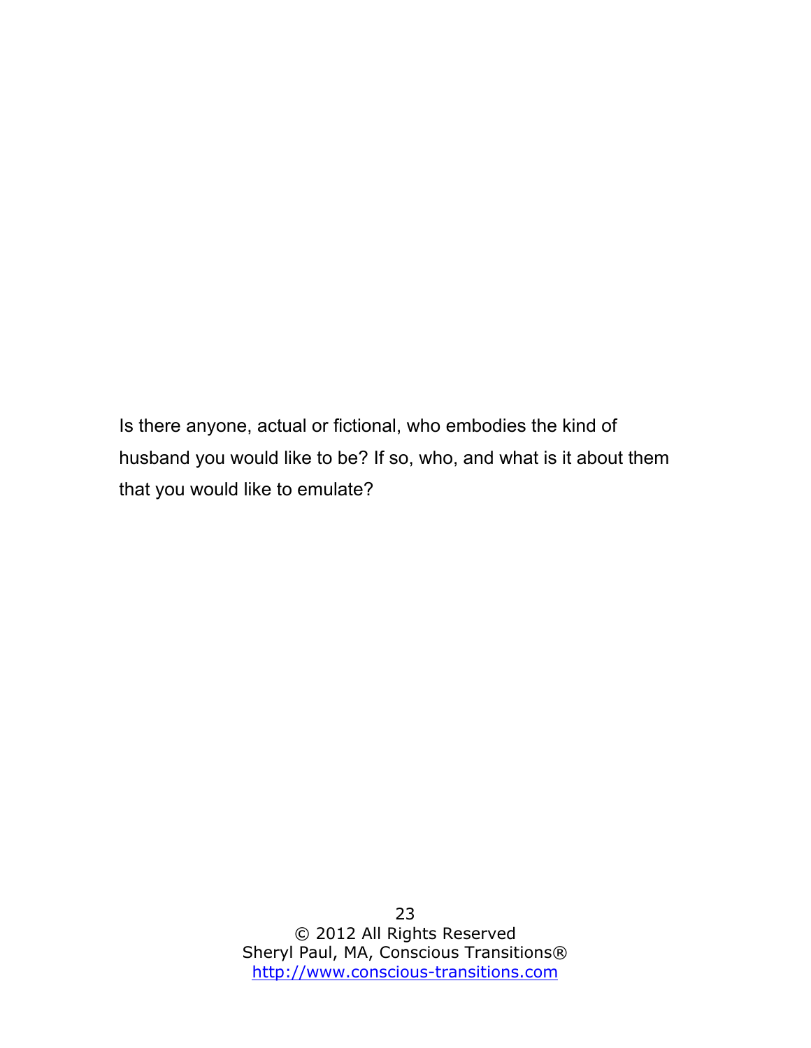Is there anyone, actual or fictional, who embodies the kind of husband you would like to be? If so, who, and what is it about them that you would like to emulate?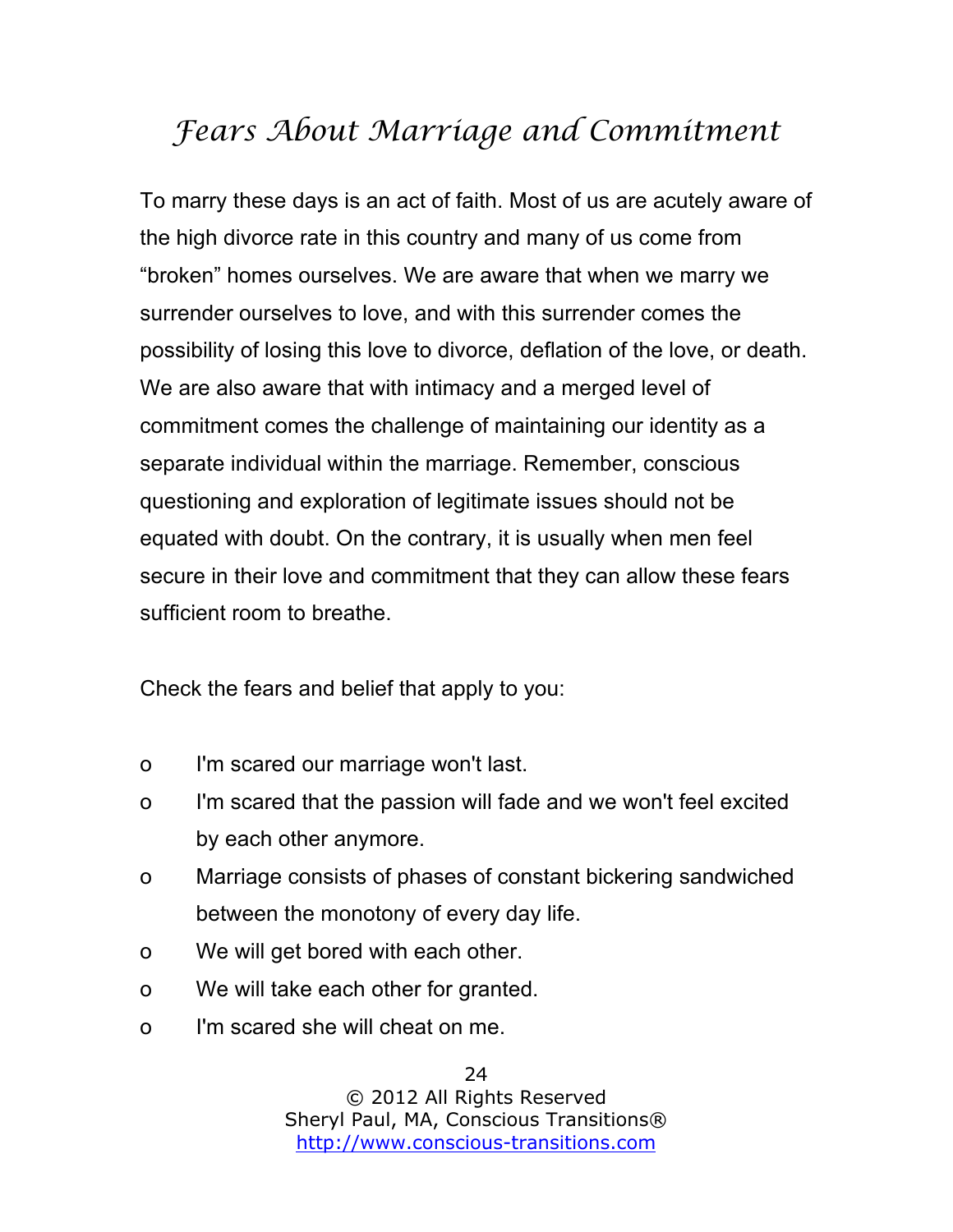# Fears About Marriage and Commitment

To marry these days is an act of faith. Most of us are acutely aware of the high divorce rate in this country and many of us come from "broken" homes ourselves. We are aware that when we marry we surrender ourselves to love, and with this surrender comes the possibility of losing this love to divorce, deflation of the love, or death. We are also aware that with intimacy and a merged level of commitment comes the challenge of maintaining our identity as a separate individual within the marriage. Remember, conscious questioning and exploration of legitimate issues should not be equated with doubt. On the contrary, it is usually when men feel secure in their love and commitment that they can allow these fears sufficient room to breathe.

Check the fears and belief that apply to you:

- I'm scared our marriage won't last.
- I'm scared that the passion will fade and we won't feel excited by each other anymore.
- Marriage consists of phases of constant bickering sandwiched between the monotony of every day life.
- We will get bored with each other.
- We will take each other for granted.
- I'm scared she will cheat on me.

© 2012 All Rights Reserved
Sheryl Paul, MA, Conscious Transitions®
http://www.conscious-transitions.com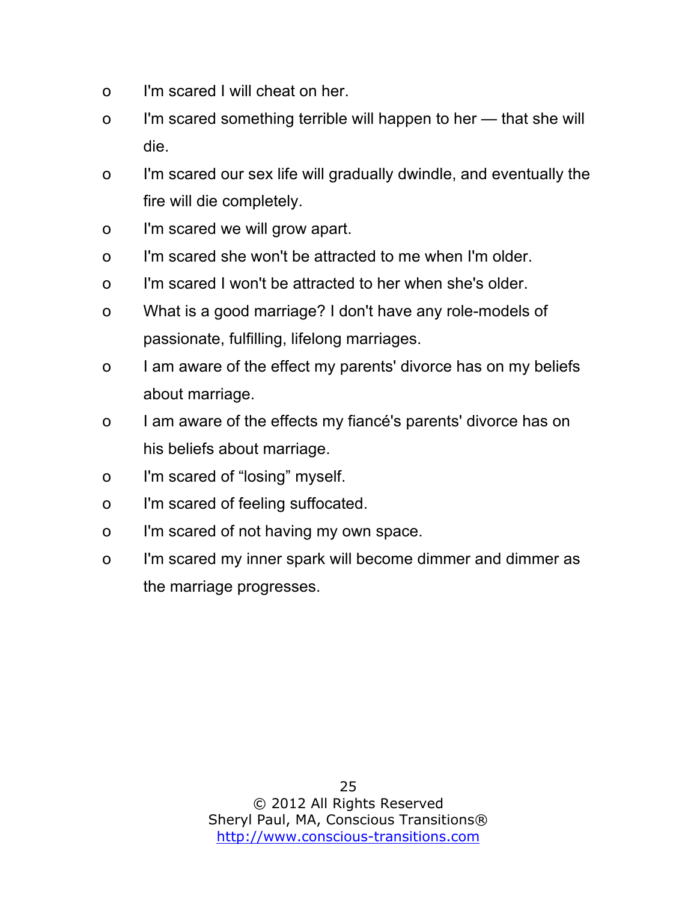- I'm scared I will cheat on her.
- I'm scared something terrible will happen to her — that she will die.
- I'm scared our sex life will gradually dwindle, and eventually the fire will die completely.
- I'm scared we will grow apart.
- I'm scared she won't be attracted to me when I'm older.
- I'm scared I won't be attracted to her when she's older.
- What is a good marriage? I don't have any role-models of passionate, fulfilling, lifelong marriages.
- I am aware of the effect my parents' divorce has on my beliefs about marriage.
- I am aware of the effects my fiancé's parents' divorce has on his beliefs about marriage.
- I'm scared of "losing" myself.
- I'm scared of feeling suffocated.
- I'm scared of not having my own space.
- I'm scared my inner spark will become dimmer and dimmer as the marriage progresses.